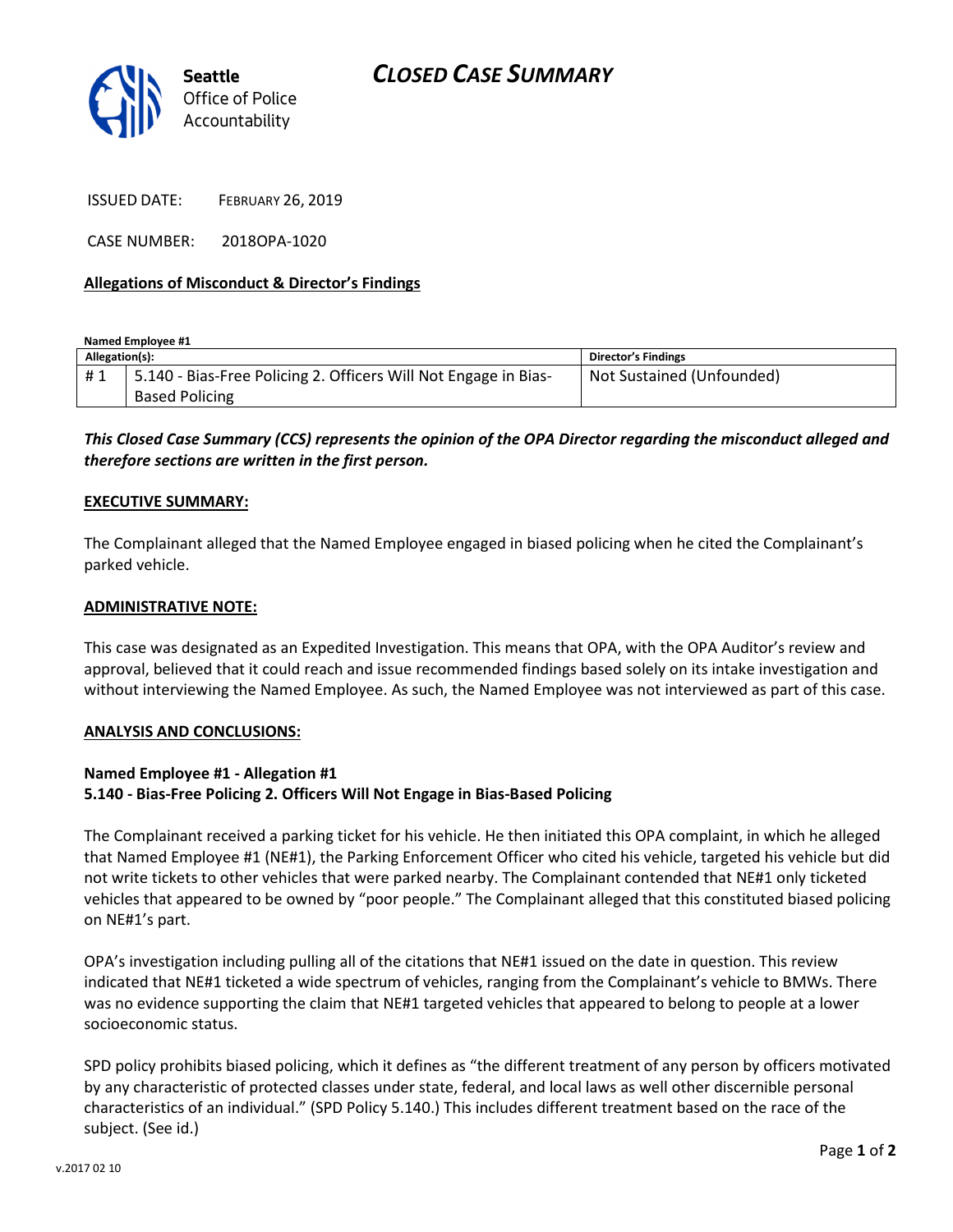Seattle
Office of Police
Accountability

# CLOSED CASE SUMMARY

ISSUED DATE: FEBRUARY 26, 2019

CASE NUMBER: 2018OPA-1020

**Allegations of Misconduct & Director's Findings**

**Named Employee #1**

| Allegation(s): | | Director's Findings |
|---|---|---|
| # 1 | 5.140 - Bias-Free Policing 2. Officers Will Not Engage in Bias-Based Policing | Not Sustained (Unfounded) |

***This Closed Case Summary (CCS) represents the opinion of the OPA Director regarding the misconduct alleged and therefore sections are written in the first person.***

**EXECUTIVE SUMMARY:**

The Complainant alleged that the Named Employee engaged in biased policing when he cited the Complainant's parked vehicle.

**ADMINISTRATIVE NOTE:**

This case was designated as an Expedited Investigation. This means that OPA, with the OPA Auditor's review and approval, believed that it could reach and issue recommended findings based solely on its intake investigation and without interviewing the Named Employee. As such, the Named Employee was not interviewed as part of this case.

**ANALYSIS AND CONCLUSIONS:**

**Named Employee #1 - Allegation #1**
**5.140 - Bias-Free Policing 2. Officers Will Not Engage in Bias-Based Policing**

The Complainant received a parking ticket for his vehicle. He then initiated this OPA complaint, in which he alleged that Named Employee #1 (NE#1), the Parking Enforcement Officer who cited his vehicle, targeted his vehicle but did not write tickets to other vehicles that were parked nearby. The Complainant contended that NE#1 only ticketed vehicles that appeared to be owned by "poor people." The Complainant alleged that this constituted biased policing on NE#1's part.

OPA's investigation including pulling all of the citations that NE#1 issued on the date in question. This review indicated that NE#1 ticketed a wide spectrum of vehicles, ranging from the Complainant's vehicle to BMWs. There was no evidence supporting the claim that NE#1 targeted vehicles that appeared to belong to people at a lower socioeconomic status.

SPD policy prohibits biased policing, which it defines as "the different treatment of any person by officers motivated by any characteristic of protected classes under state, federal, and local laws as well other discernible personal characteristics of an individual." (SPD Policy 5.140.) This includes different treatment based on the race of the subject. (See id.)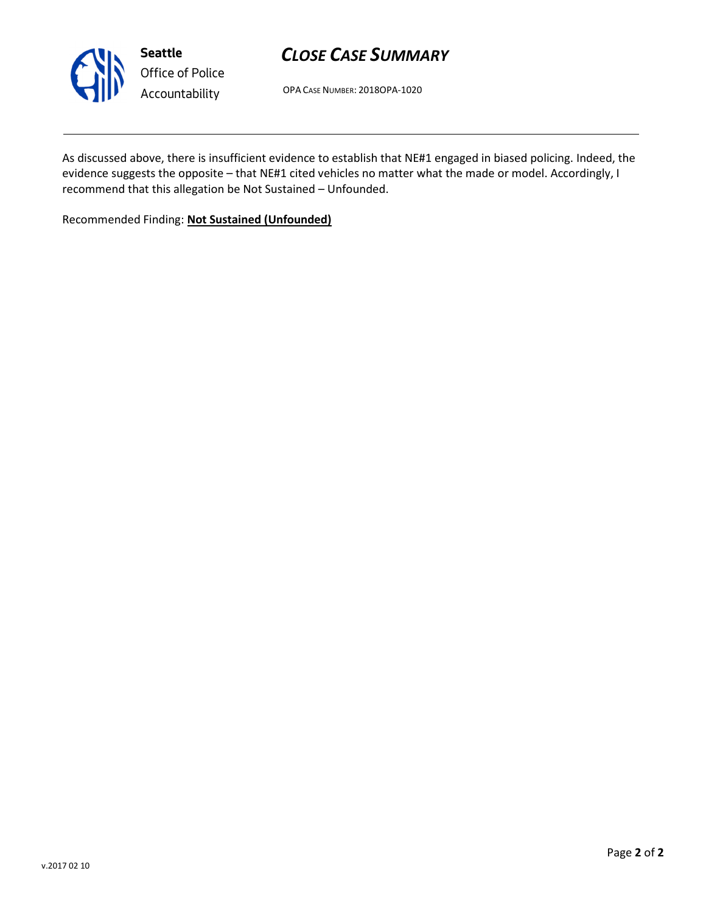As discussed above, there is insufficient evidence to establish that NE#1 engaged in biased policing. Indeed, the evidence suggests the opposite – that NE#1 cited vehicles no matter what the made or model. Accordingly, I recommend that this allegation be Not Sustained – Unfounded.

Recommended Finding: **Not Sustained (Unfounded)**